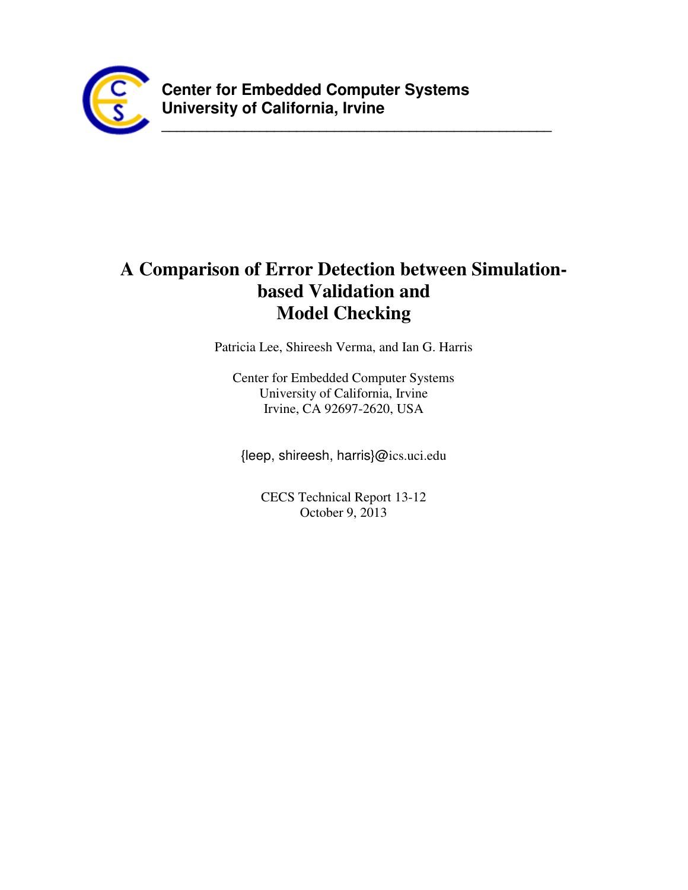**Center for Embedded Computer Systems**
**University of California, Irvine**

---

# A Comparison of Error Detection between Simulation-based Validation and Model Checking

Patricia Lee, Shireesh Verma, and Ian G. Harris

Center for Embedded Computer Systems
University of California, Irvine
Irvine, CA 92697-2620, USA

{leep, shireesh, harris}@ics.uci.edu

CECS Technical Report 13-12
October 9, 2013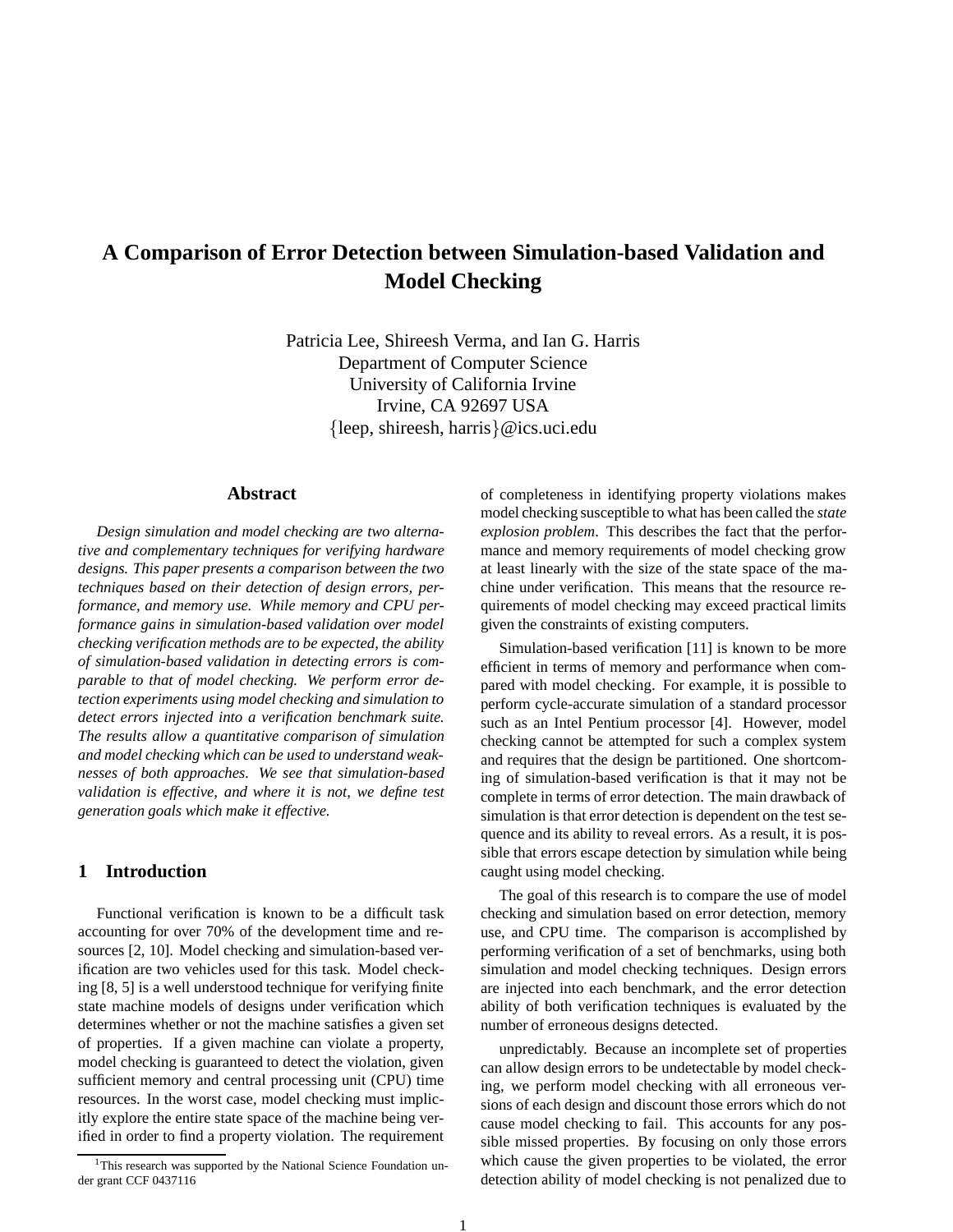# A Comparison of Error Detection between Simulation-based Validation and Model Checking

Patricia Lee, Shireesh Verma, and Ian G. Harris
Department of Computer Science
University of California Irvine
Irvine, CA 92697 USA
{leep, shireesh, harris}@ics.uci.edu

## Abstract

*Design simulation and model checking are two alternative and complementary techniques for verifying hardware designs. This paper presents a comparison between the two techniques based on their detection of design errors, performance, and memory use. While memory and CPU performance gains in simulation-based validation over model checking verification methods are to be expected, the ability of simulation-based validation in detecting errors is comparable to that of model checking. We perform error detection experiments using model checking and simulation to detect errors injected into a verification benchmark suite. The results allow a quantitative comparison of simulation and model checking which can be used to understand weaknesses of both approaches. We see that simulation-based validation is effective, and where it is not, we define test generation goals which make it effective.*

## 1 Introduction

Functional verification is known to be a difficult task accounting for over 70% of the development time and resources [2, 10]. Model checking and simulation-based verification are two vehicles used for this task. Model checking [8, 5] is a well understood technique for verifying finite state machine models of designs under verification which determines whether or not the machine satisfies a given set of properties. If a given machine can violate a property, model checking is guaranteed to detect the violation, given sufficient memory and central processing unit (CPU) time resources. In the worst case, model checking must implicitly explore the entire state space of the machine being verified in order to find a property violation. The requirement of completeness in identifying property violations makes model checking susceptible to what has been called the *state explosion problem*. This describes the fact that the performance and memory requirements of model checking grow at least linearly with the size of the state space of the machine under verification. This means that the resource requirements of model checking may exceed practical limits given the constraints of existing computers.

Simulation-based verification [11] is known to be more efficient in terms of memory and performance when compared with model checking. For example, it is possible to perform cycle-accurate simulation of a standard processor such as an Intel Pentium processor [4]. However, model checking cannot be attempted for such a complex system and requires that the design be partitioned. One shortcoming of simulation-based verification is that it may not be complete in terms of error detection. The main drawback of simulation is that error detection is dependent on the test sequence and its ability to reveal errors. As a result, it is possible that errors escape detection by simulation while being caught using model checking.

The goal of this research is to compare the use of model checking and simulation based on error detection, memory use, and CPU time. The comparison is accomplished by performing verification of a set of benchmarks, using both simulation and model checking techniques. Design errors are injected into each benchmark, and the error detection ability of both verification techniques is evaluated by the number of erroneous designs detected.

unpredictably. Because an incomplete set of properties can allow design errors to be undetectable by model checking, we perform model checking with all erroneous versions of each design and discount those errors which do not cause model checking to fail. This accounts for any possible missed properties. By focusing on only those errors which cause the given properties to be violated, the error detection ability of model checking is not penalized due to

[1] This research was supported by the National Science Foundation under grant CCF 0437116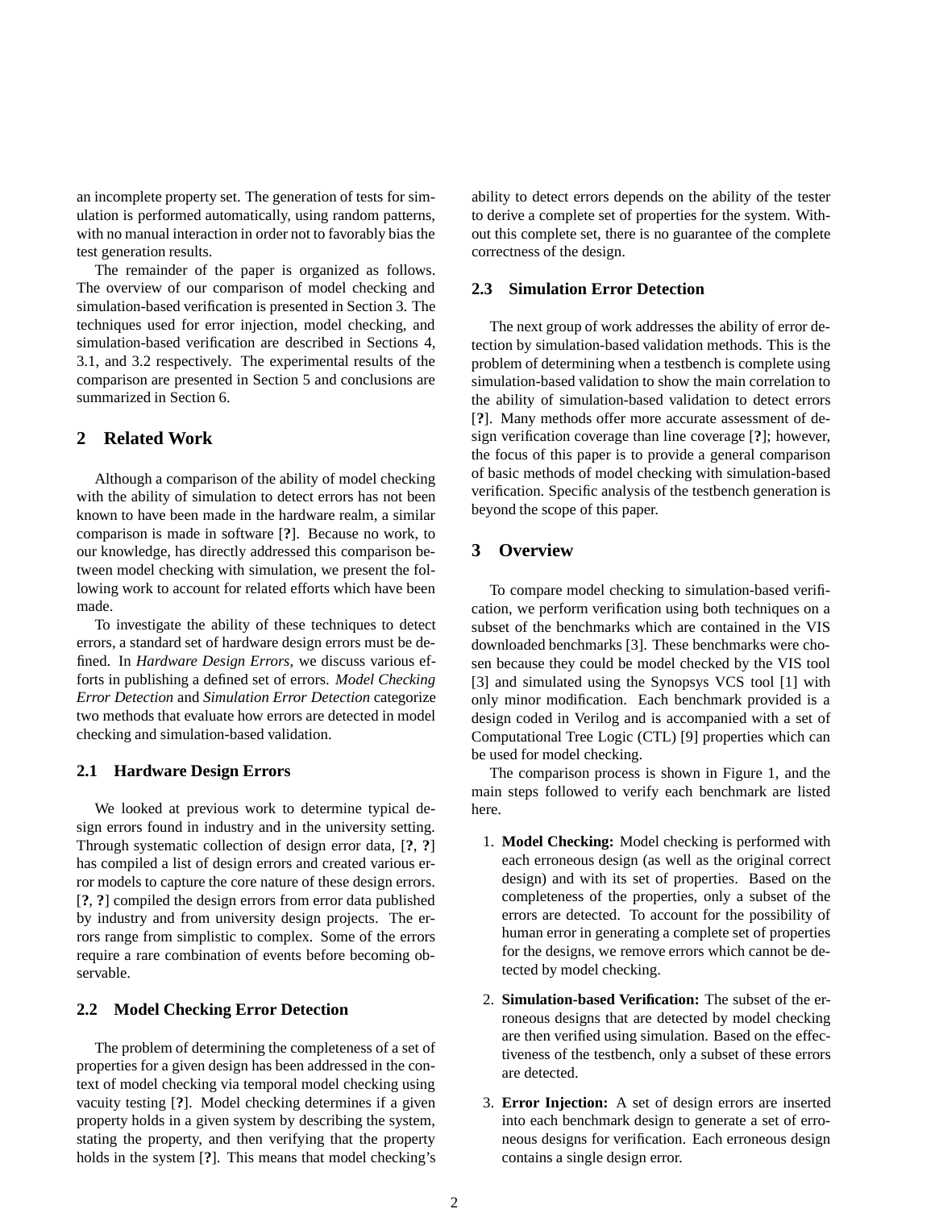an incomplete property set. The generation of tests for simulation is performed automatically, using random patterns, with no manual interaction in order not to favorably bias the test generation results.

The remainder of the paper is organized as follows. The overview of our comparison of model checking and simulation-based verification is presented in Section 3. The techniques used for error injection, model checking, and simulation-based verification are described in Sections 4, 3.1, and 3.2 respectively. The experimental results of the comparison are presented in Section 5 and conclusions are summarized in Section 6.

## 2 Related Work

Although a comparison of the ability of model checking with the ability of simulation to detect errors has not been known to have been made in the hardware realm, a similar comparison is made in software [**?**]. Because no work, to our knowledge, has directly addressed this comparison between model checking with simulation, we present the following work to account for related efforts which have been made.

To investigate the ability of these techniques to detect errors, a standard set of hardware design errors must be defined. In *Hardware Design Errors*, we discuss various efforts in publishing a defined set of errors. *Model Checking Error Detection* and *Simulation Error Detection* categorize two methods that evaluate how errors are detected in model checking and simulation-based validation.

### 2.1 Hardware Design Errors

We looked at previous work to determine typical design errors found in industry and in the university setting. Through systematic collection of design error data, [**?**, **?**] has compiled a list of design errors and created various error models to capture the core nature of these design errors. [**?**, **?**] compiled the design errors from error data published by industry and from university design projects. The errors range from simplistic to complex. Some of the errors require a rare combination of events before becoming observable.

### 2.2 Model Checking Error Detection

The problem of determining the completeness of a set of properties for a given design has been addressed in the context of model checking via temporal model checking using vacuity testing [**?**]. Model checking determines if a given property holds in a given system by describing the system, stating the property, and then verifying that the property holds in the system [**?**]. This means that model checking's ability to detect errors depends on the ability of the tester to derive a complete set of properties for the system. Without this complete set, there is no guarantee of the complete correctness of the design.

### 2.3 Simulation Error Detection

The next group of work addresses the ability of error detection by simulation-based validation methods. This is the problem of determining when a testbench is complete using simulation-based validation to show the main correlation to the ability of simulation-based validation to detect errors [**?**]. Many methods offer more accurate assessment of design verification coverage than line coverage [**?**]; however, the focus of this paper is to provide a general comparison of basic methods of model checking with simulation-based verification. Specific analysis of the testbench generation is beyond the scope of this paper.

## 3 Overview

To compare model checking to simulation-based verification, we perform verification using both techniques on a subset of the benchmarks which are contained in the VIS downloaded benchmarks [3]. These benchmarks were chosen because they could be model checked by the VIS tool [3] and simulated using the Synopsys VCS tool [1] with only minor modification. Each benchmark provided is a design coded in Verilog and is accompanied with a set of Computational Tree Logic (CTL) [9] properties which can be used for model checking.

The comparison process is shown in Figure 1, and the main steps followed to verify each benchmark are listed here.

1. **Model Checking:** Model checking is performed with each erroneous design (as well as the original correct design) and with its set of properties. Based on the completeness of the properties, only a subset of the errors are detected. To account for the possibility of human error in generating a complete set of properties for the designs, we remove errors which cannot be detected by model checking.

2. **Simulation-based Verification:** The subset of the erroneous designs that are detected by model checking are then verified using simulation. Based on the effectiveness of the testbench, only a subset of these errors are detected.

3. **Error Injection:** A set of design errors are inserted into each benchmark design to generate a set of erroneous designs for verification. Each erroneous design contains a single design error.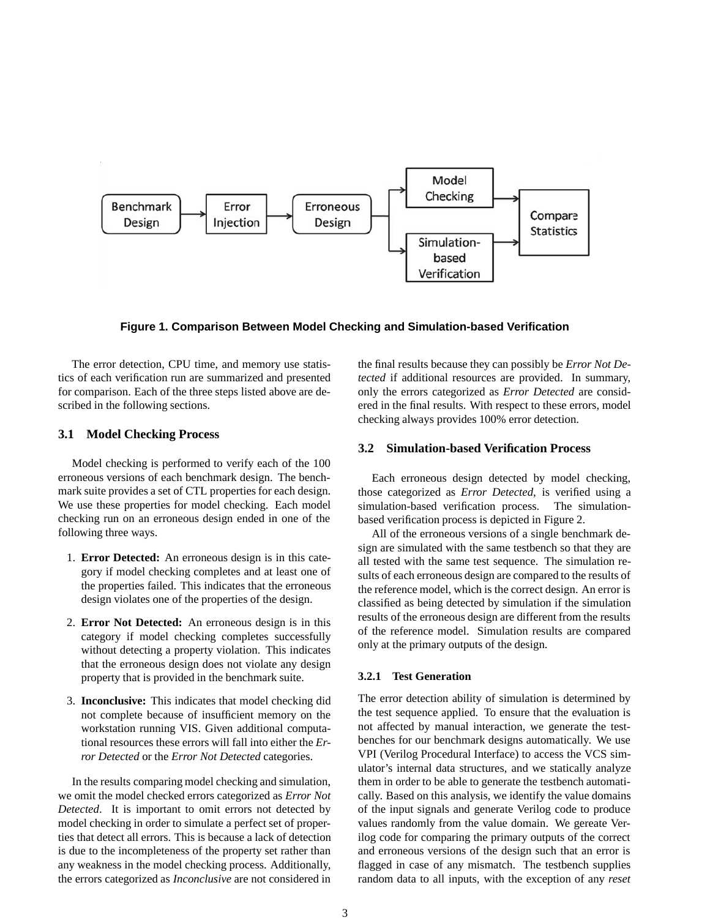Figure 1. Comparison Between Model Checking and Simulation-based Verification

The error detection, CPU time, and memory use statistics of each verification run are summarized and presented for comparison. Each of the three steps listed above are described in the following sections.

### 3.1 Model Checking Process

Model checking is performed to verify each of the 100 erroneous versions of each benchmark design. The benchmark suite provides a set of CTL properties for each design. We use these properties for model checking. Each model checking run on an erroneous design ended in one of the following three ways.

1. **Error Detected:** An erroneous design is in this category if model checking completes and at least one of the properties failed. This indicates that the erroneous design violates one of the properties of the design.
2. **Error Not Detected:** An erroneous design is in this category if model checking completes successfully without detecting a property violation. This indicates that the erroneous design does not violate any design property that is provided in the benchmark suite.
3. **Inconclusive:** This indicates that model checking did not complete because of insufficient memory on the workstation running VIS. Given additional computational resources these errors will fall into either the *Error Detected* or the *Error Not Detected* categories.

In the results comparing model checking and simulation, we omit the model checked errors categorized as *Error Not Detected*. It is important to omit errors not detected by model checking in order to simulate a perfect set of properties that detect all errors. This is because a lack of detection is due to the incompleteness of the property set rather than any weakness in the model checking process. Additionally, the errors categorized as *Inconclusive* are not considered in the final results because they can possibly be *Error Not Detected* if additional resources are provided. In summary, only the errors categorized as *Error Detected* are considered in the final results. With respect to these errors, model checking always provides 100% error detection.

### 3.2 Simulation-based Verification Process

Each erroneous design detected by model checking, those categorized as *Error Detected*, is verified using a simulation-based verification process. The simulation-based verification process is depicted in Figure 2.

All of the erroneous versions of a single benchmark design are simulated with the same testbench so that they are all tested with the same test sequence. The simulation results of each erroneous design are compared to the results of the reference model, which is the correct design. An error is classified as being detected by simulation if the simulation results of the erroneous design are different from the results of the reference model. Simulation results are compared only at the primary outputs of the design.

#### 3.2.1 Test Generation

The error detection ability of simulation is determined by the test sequence applied. To ensure that the evaluation is not affected by manual interaction, we generate the testbenches for our benchmark designs automatically. We use VPI (Verilog Procedural Interface) to access the VCS simulator's internal data structures, and we statically analyze them in order to be able to generate the testbench automatically. Based on this analysis, we identify the value domains of the input signals and generate Verilog code to produce values randomly from the value domain. We gereate Verilog code for comparing the primary outputs of the correct and erroneous versions of the design such that an error is flagged in case of any mismatch. The testbench supplies random data to all inputs, with the exception of any *reset*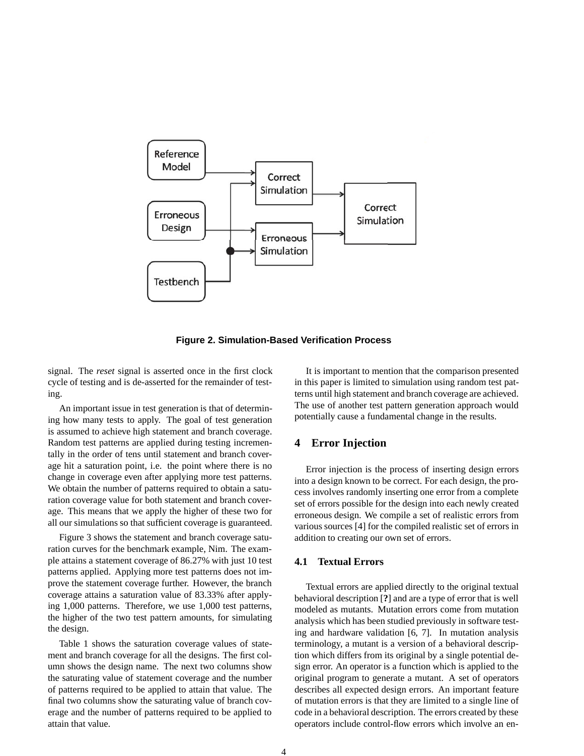Figure 2. Simulation-Based Verification Process

signal. The *reset* signal is asserted once in the first clock cycle of testing and is de-asserted for the remainder of testing.

An important issue in test generation is that of determining how many tests to apply. The goal of test generation is assumed to achieve high statement and branch coverage. Random test patterns are applied during testing incrementally in the order of tens until statement and branch coverage hit a saturation point, i.e. the point where there is no change in coverage even after applying more test patterns. We obtain the number of patterns required to obtain a saturation coverage value for both statement and branch coverage. This means that we apply the higher of these two for all our simulations so that sufficient coverage is guaranteed.

Figure 3 shows the statement and branch coverage saturation curves for the benchmark example, Nim. The example attains a statement coverage of 86.27% with just 10 test patterns applied. Applying more test patterns does not improve the statement coverage further. However, the branch coverage attains a saturation value of 83.33% after applying 1,000 patterns. Therefore, we use 1,000 test patterns, the higher of the two test pattern amounts, for simulating the design.

Table 1 shows the saturation coverage values of statement and branch coverage for all the designs. The first column shows the design name. The next two columns show the saturating value of statement coverage and the number of patterns required to be applied to attain that value. The final two columns show the saturating value of branch coverage and the number of patterns required to be applied to attain that value.

It is important to mention that the comparison presented in this paper is limited to simulation using random test patterns until high statement and branch coverage are achieved. The use of another test pattern generation approach would potentially cause a fundamental change in the results.

## 4 Error Injection

Error injection is the process of inserting design errors into a design known to be correct. For each design, the process involves randomly inserting one error from a complete set of errors possible for the design into each newly created erroneous design. We compile a set of realistic errors from various sources [4] for the compiled realistic set of errors in addition to creating our own set of errors.

### 4.1 Textual Errors

Textual errors are applied directly to the original textual behavioral description [**?**] and are a type of error that is well modeled as mutants. Mutation errors come from mutation analysis which has been studied previously in software testing and hardware validation [6, 7]. In mutation analysis terminology, a mutant is a version of a behavioral description which differs from its original by a single potential design error. An operator is a function which is applied to the original program to generate a mutant. A set of operators describes all expected design errors. An important feature of mutation errors is that they are limited to a single line of code in a behavioral description. The errors created by these operators include control-flow errors which involve an en-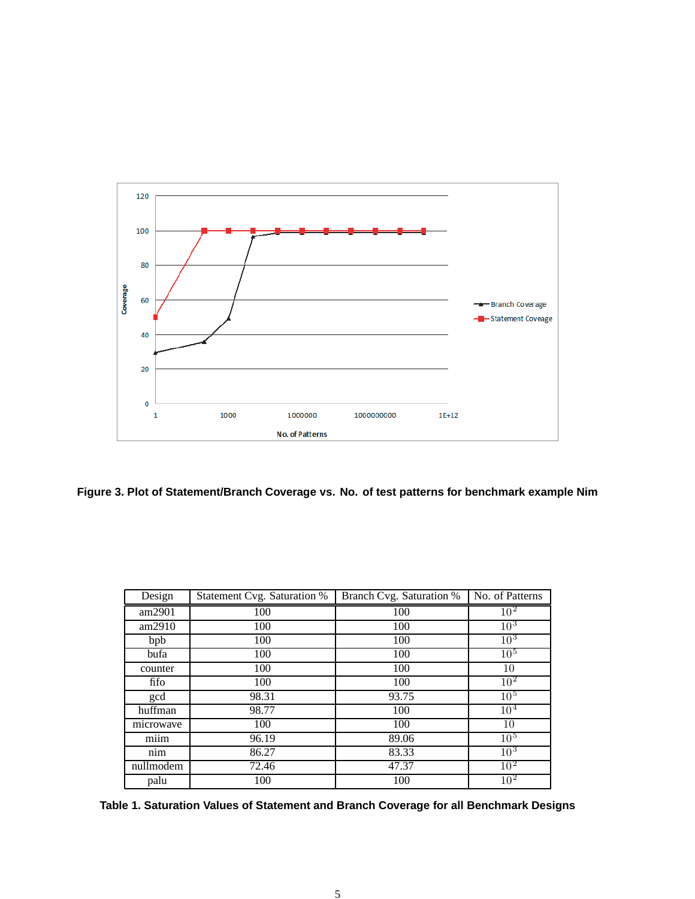Figure 3. Plot of Statement/Branch Coverage vs. No. of test patterns for benchmark example Nim

| Design | Statement Cvg. Saturation % | Branch Cvg. Saturation % | No. of Patterns |
|---|---|---|---|
| am2901 | 100 | 100 | $10^2$ |
| am2910 | 100 | 100 | $10^3$ |
| bpb | 100 | 100 | $10^3$ |
| bufa | 100 | 100 | $10^5$ |
| counter | 100 | 100 | 10 |
| fifo | 100 | 100 | $10^2$ |
| gcd | 98.31 | 93.75 | $10^5$ |
| huffman | 98.77 | 100 | $10^4$ |
| microwave | 100 | 100 | 10 |
| miim | 96.19 | 89.06 | $10^5$ |
| nim | 86.27 | 83.33 | $10^3$ |
| nullmodem | 72.46 | 47.37 | $10^2$ |
| palu | 100 | 100 | $10^2$ |

Table 1. Saturation Values of Statement and Branch Coverage for all Benchmark Designs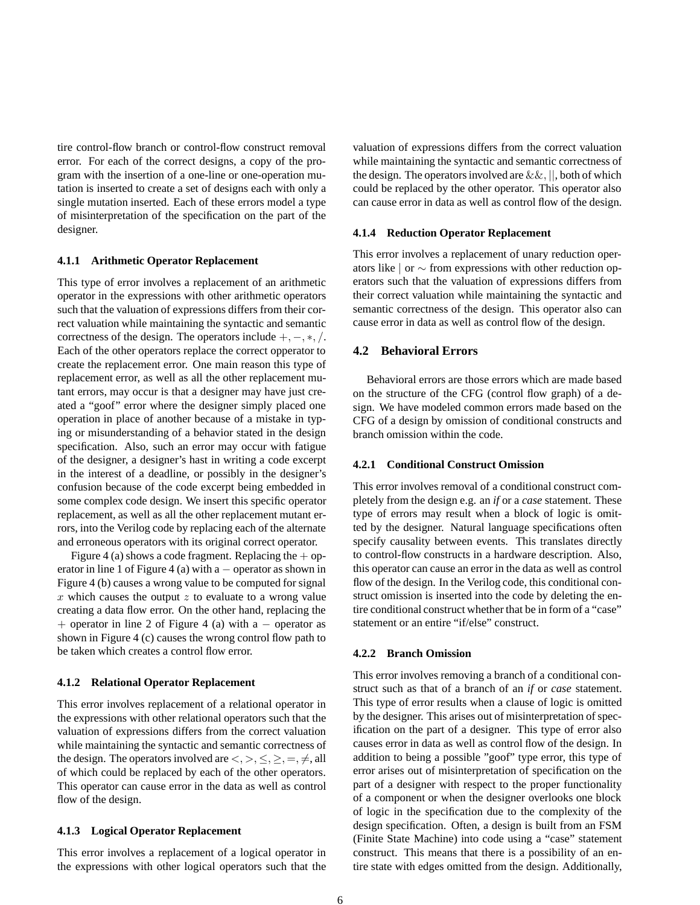tire control-flow branch or control-flow construct removal error. For each of the correct designs, a copy of the program with the insertion of a one-line or one-operation mutation is inserted to create a set of designs each with only a single mutation inserted. Each of these errors model a type of misinterpretation of the specification on the part of the designer.

#### 4.1.1 Arithmetic Operator Replacement

This type of error involves a replacement of an arithmetic operator in the expressions with other arithmetic operators such that the valuation of expressions differs from their correct valuation while maintaining the syntactic and semantic correctness of the design. The operators include $+, -, *, /$. Each of the other operators replace the correct opperator to create the replacement error. One main reason this type of replacement error, as well as all the other replacement mutant errors, may occur is that a designer may have just created a "goof" error where the designer simply placed one operation in place of another because of a mistake in typing or misunderstanding of a behavior stated in the design specification. Also, such an error may occur with fatigue of the designer, a designer's hast in writing a code excerpt in the interest of a deadline, or possibly in the designer's confusion because of the code excerpt being embedded in some complex code design. We insert this specific operator replacement, as well as all the other replacement mutant errors, into the Verilog code by replacing each of the alternate and erroneous operators with its original correct operator.

Figure 4 (a) shows a code fragment. Replacing the $+$ operator in line 1 of Figure 4 (a) with a $-$ operator as shown in Figure 4 (b) causes a wrong value to be computed for signal $x$ which causes the output $z$ to evaluate to a wrong value creating a data flow error. On the other hand, replacing the $+$ operator in line 2 of Figure 4 (a) with a $-$ operator as shown in Figure 4 (c) causes the wrong control flow path to be taken which creates a control flow error.

#### 4.1.2 Relational Operator Replacement

This error involves replacement of a relational operator in the expressions with other relational operators such that the valuation of expressions differs from the correct valuation while maintaining the syntactic and semantic correctness of the design. The operators involved are $<, >, \leq, \geq, =, \neq$, all of which could be replaced by each of the other operators. This operator can cause error in the data as well as control flow of the design.

#### 4.1.3 Logical Operator Replacement

This error involves a replacement of a logical operator in the expressions with other logical operators such that the valuation of expressions differs from the correct valuation while maintaining the syntactic and semantic correctness of the design. The operators involved are $\&\&, ||$, both of which could be replaced by the other operator. This operator also can cause error in data as well as control flow of the design.

#### 4.1.4 Reduction Operator Replacement

This error involves a replacement of unary reduction operators like $|$ or $\sim$ from expressions with other reduction operators such that the valuation of expressions differs from their correct valuation while maintaining the syntactic and semantic correctness of the design. This operator also can cause error in data as well as control flow of the design.

### 4.2 Behavioral Errors

Behavioral errors are those errors which are made based on the structure of the CFG (control flow graph) of a design. We have modeled common errors made based on the CFG of a design by omission of conditional constructs and branch omission within the code.

#### 4.2.1 Conditional Construct Omission

This error involves removal of a conditional construct completely from the design e.g. an *if* or a *case* statement. These type of errors may result when a block of logic is omitted by the designer. Natural language specifications often specify causality between events. This translates directly to control-flow constructs in a hardware description. Also, this operator can cause an error in the data as well as control flow of the design. In the Verilog code, this conditional construct omission is inserted into the code by deleting the entire conditional construct whether that be in form of a "case" statement or an entire "if/else" construct.

#### 4.2.2 Branch Omission

This error involves removing a branch of a conditional construct such as that of a branch of an *if* or *case* statement. This type of error results when a clause of logic is omitted by the designer. This arises out of misinterpretation of specification on the part of a designer. This type of error also causes error in data as well as control flow of the design. In addition to being a possible "goof" type error, this type of error arises out of misinterpretation of specification on the part of a designer with respect to the proper functionality of a component or when the designer overlooks one block of logic in the specification due to the complexity of the design specification. Often, a design is built from an FSM (Finite State Machine) into code using a "case" statement construct. This means that there is a possibility of an entire state with edges omitted from the design. Additionally,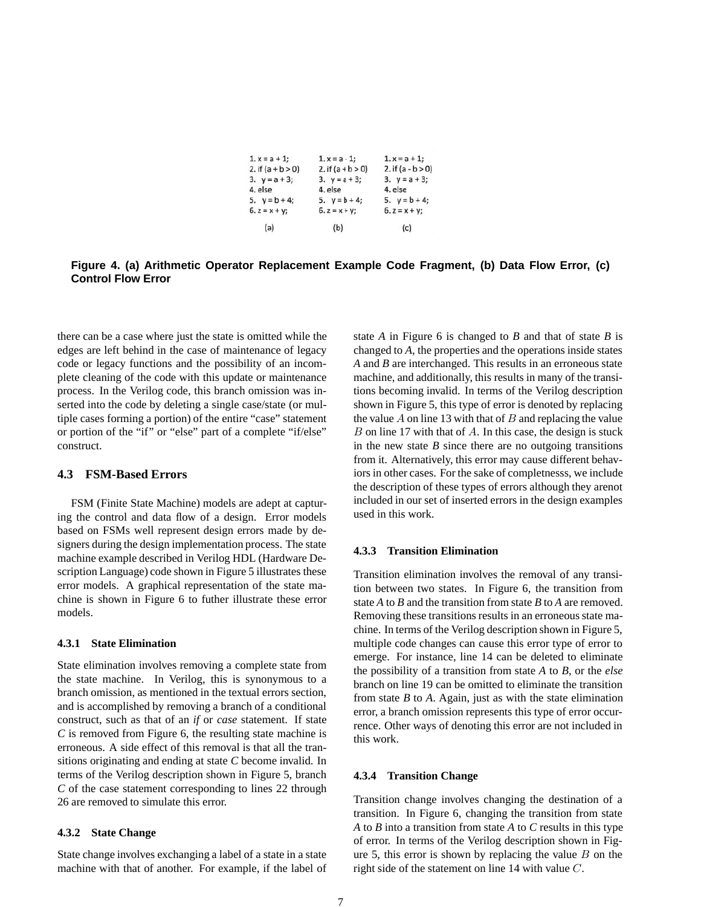```
1. x = a + 1;
2. if (a + b > 0)
3.   y = a + 3;
4. else
5.   y = b + 4;
6. z = x + y;
```
(a)

```
1. x = a - 1;
2. if (a + b > 0)
3.   y = a + 3;
4. else
5.   y = b + 4;
6. z = x + y;
```
(b)

```
1. x = a + 1;
2. if (a - b > 0)
3.   y = a + 3;
4. else
5.   y = b + 4;
6. z = x + y;
```
(c)

**Figure 4. (a) Arithmetic Operator Replacement Example Code Fragment, (b) Data Flow Error, (c) Control Flow Error**

there can be a case where just the state is omitted while the edges are left behind in the case of maintenance of legacy code or legacy functions and the possibility of an incomplete cleaning of the code with this update or maintenance process. In the Verilog code, this branch omission was inserted into the code by deleting a single case/state (or multiple cases forming a portion) of the entire "case" statement or portion of the "if" or "else" part of a complete "if/else" construct.

### 4.3 FSM-Based Errors

FSM (Finite State Machine) models are adept at capturing the control and data flow of a design. Error models based on FSMs well represent design errors made by designers during the design implementation process. The state machine example described in Verilog HDL (Hardware Description Language) code shown in Figure 5 illustrates these error models. A graphical representation of the state machine is shown in Figure 6 to futher illustrate these error models.

#### 4.3.1 State Elimination

State elimination involves removing a complete state from the state machine. In Verilog, this is synonymous to a branch omission, as mentioned in the textual errors section, and is accomplished by removing a branch of a conditional construct, such as that of an *if* or *case* statement. If state *C* is removed from Figure 6, the resulting state machine is erroneous. A side effect of this removal is that all the transitions originating and ending at state *C* become invalid. In terms of the Verilog description shown in Figure 5, branch *C* of the case statement corresponding to lines 22 through 26 are removed to simulate this error.

#### 4.3.2 State Change

State change involves exchanging a label of a state in a state machine with that of another. For example, if the label of state *A* in Figure 6 is changed to *B* and that of state *B* is changed to *A*, the properties and the operations inside states *A* and *B* are interchanged. This results in an erroneous state machine, and additionally, this results in many of the transitions becoming invalid. In terms of the Verilog description shown in Figure 5, this type of error is denoted by replacing the value $A$ on line 13 with that of $B$ and replacing the value $B$ on line 17 with that of $A$. In this case, the design is stuck in the new state *B* since there are no outgoing transitions from it. Alternatively, this error may cause different behaviors in other cases. For the sake of completnesss, we include the description of these types of errors although they arenot included in our set of inserted errors in the design examples used in this work.

#### 4.3.3 Transition Elimination

Transition elimination involves the removal of any transition between two states. In Figure 6, the transition from state *A* to *B* and the transition from state *B* to *A* are removed. Removing these transitions results in an erroneous state machine. In terms of the Verilog description shown in Figure 5, multiple code changes can cause this error type of error to emerge. For instance, line 14 can be deleted to eliminate the possibility of a transition from state *A* to *B*, or the *else* branch on line 19 can be omitted to eliminate the transition from state *B* to *A*. Again, just as with the state elimination error, a branch omission represents this type of error occurrence. Other ways of denoting this error are not included in this work.

#### 4.3.4 Transition Change

Transition change involves changing the destination of a transition. In Figure 6, changing the transition from state *A* to *B* into a transition from state *A* to *C* results in this type of error. In terms of the Verilog description shown in Figure 5, this error is shown by replacing the value $B$ on the right side of the statement on line 14 with value $C$.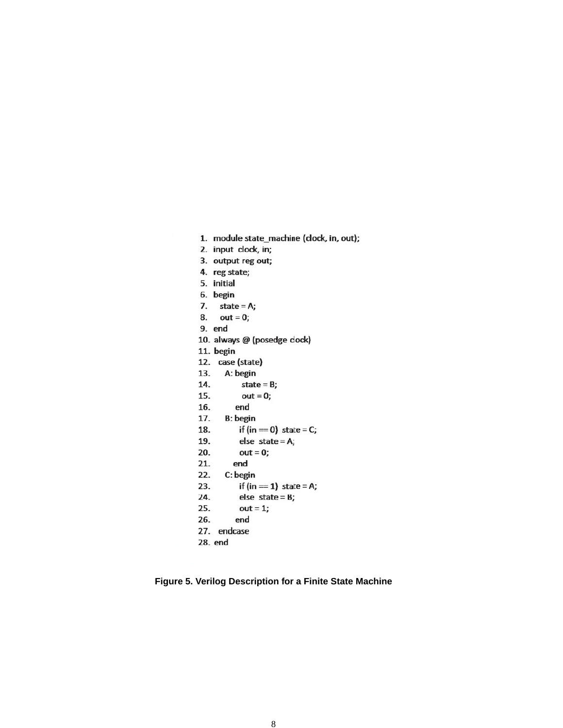```
1.  module state_machine (clock, in, out);
2.  input  clock, in;
3.  output reg out;
4.  reg state;
5.  initial
6.  begin
7.     state = A;
8.     out = 0;
9.  end
10. always @ (posedge clock)
11. begin
12.   case (state)
13.     A: begin
14.          state = B;
15.          out = 0;
16.        end
17.     B: begin
18.          if (in == 0)  state = C;
19.          else  state = A;
20.          out = 0;
21.        end
22.     C: begin
23.          if (in == 1)  state = A;
24.          else  state = B;
25.          out = 1;
26.        end
27.   endcase
28. end
```

**Figure 5. Verilog Description for a Finite State Machine**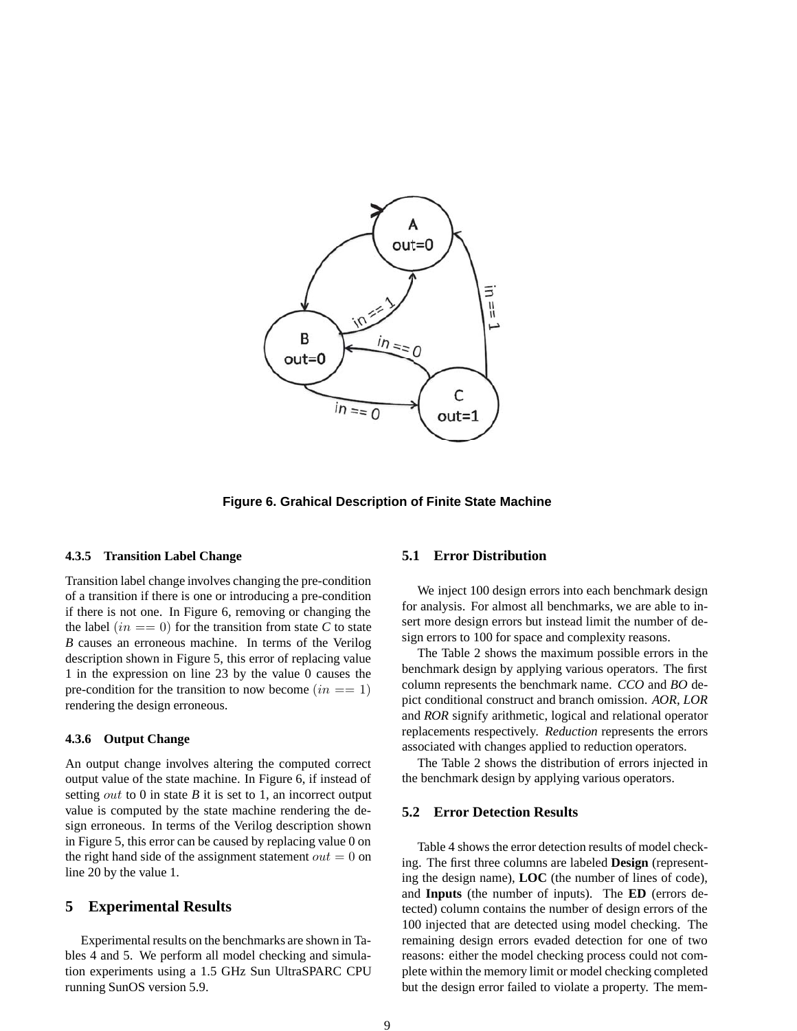Figure 6. Grahical Description of Finite State Machine

#### 4.3.5 Transition Label Change

Transition label change involves changing the pre-condition of a transition if there is one or introducing a pre-condition if there is not one. In Figure 6, removing or changing the the label $(in == 0)$ for the transition from state *C* to state *B* causes an erroneous machine. In terms of the Verilog description shown in Figure 5, this error of replacing value 1 in the expression on line 23 by the value 0 causes the pre-condition for the transition to now become $(in == 1)$ rendering the design erroneous.

#### 4.3.6 Output Change

An output change involves altering the computed correct output value of the state machine. In Figure 6, if instead of setting $out$ to 0 in state *B* it is set to 1, an incorrect output value is computed by the state machine rendering the design erroneous. In terms of the Verilog description shown in Figure 5, this error can be caused by replacing value 0 on the right hand side of the assignment statement $out = 0$ on line 20 by the value 1.

## 5 Experimental Results

Experimental results on the benchmarks are shown in Tables 4 and 5. We perform all model checking and simulation experiments using a 1.5 GHz Sun UltraSPARC CPU running SunOS version 5.9.

### 5.1 Error Distribution

We inject 100 design errors into each benchmark design for analysis. For almost all benchmarks, we are able to insert more design errors but instead limit the number of design errors to 100 for space and complexity reasons.

The Table 2 shows the maximum possible errors in the benchmark design by applying various operators. The first column represents the benchmark name. *CCO* and *BO* depict conditional construct and branch omission. *AOR*, *LOR* and *ROR* signify arithmetic, logical and relational operator replacements respectively. *Reduction* represents the errors associated with changes applied to reduction operators.

The Table 2 shows the distribution of errors injected in the benchmark design by applying various operators.

### 5.2 Error Detection Results

Table 4 shows the error detection results of model checking. The first three columns are labeled **Design** (representing the design name), **LOC** (the number of lines of code), and **Inputs** (the number of inputs). The **ED** (errors detected) column contains the number of design errors of the 100 injected that are detected using model checking. The remaining design errors evaded detection for one of two reasons: either the model checking process could not complete within the memory limit or model checking completed but the design error failed to violate a property. The mem-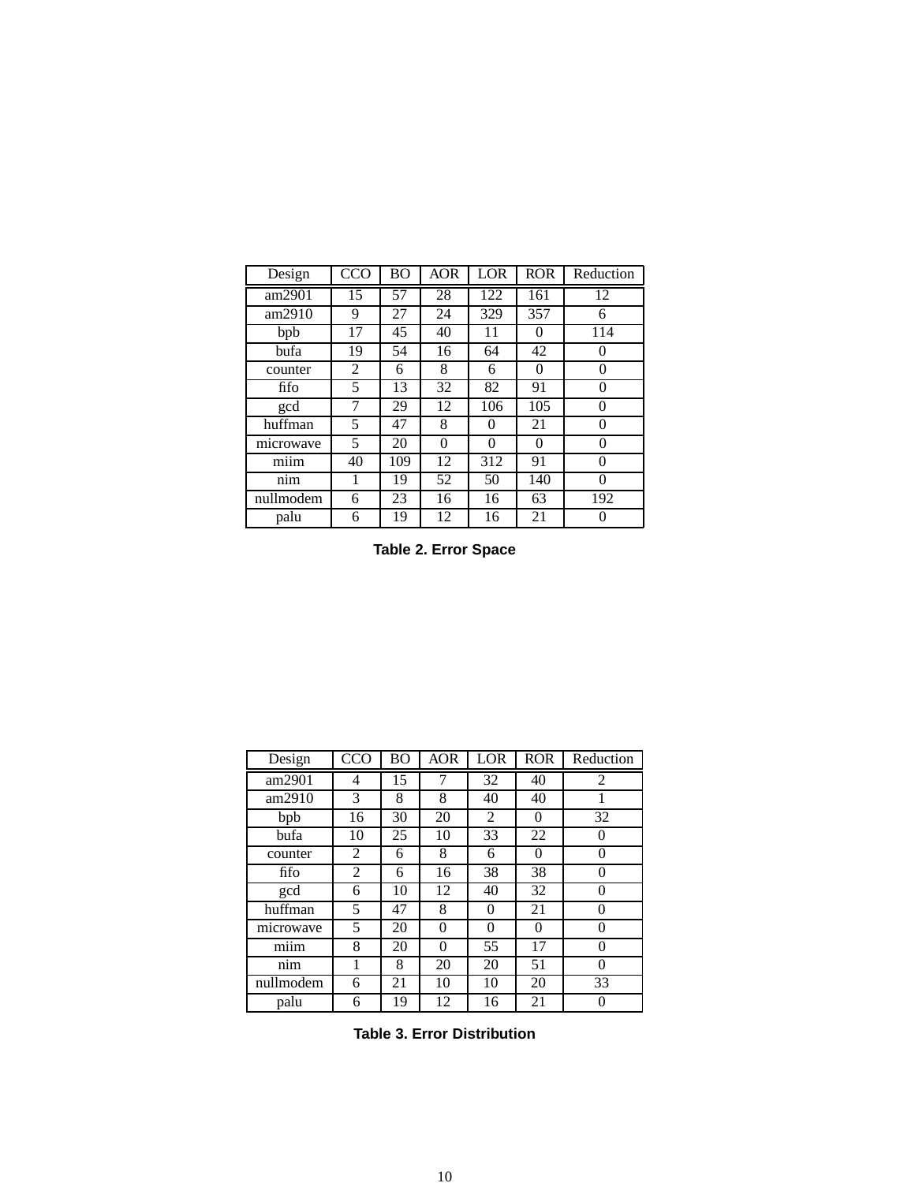| Design | CCO | BO | AOR | LOR | ROR | Reduction |
|---|---|---|---|---|---|---|
| am2901 | 15 | 57 | 28 | 122 | 161 | 12 |
| am2910 | 9 | 27 | 24 | 329 | 357 | 6 |
| bpb | 17 | 45 | 40 | 11 | 0 | 114 |
| bufa | 19 | 54 | 16 | 64 | 42 | 0 |
| counter | 2 | 6 | 8 | 6 | 0 | 0 |
| fifo | 5 | 13 | 32 | 82 | 91 | 0 |
| gcd | 7 | 29 | 12 | 106 | 105 | 0 |
| huffman | 5 | 47 | 8 | 0 | 21 | 0 |
| microwave | 5 | 20 | 0 | 0 | 0 | 0 |
| miim | 40 | 109 | 12 | 312 | 91 | 0 |
| nim | 1 | 19 | 52 | 50 | 140 | 0 |
| nullmodem | 6 | 23 | 16 | 16 | 63 | 192 |
| palu | 6 | 19 | 12 | 16 | 21 | 0 |

**Table 2. Error Space**

| Design | CCO | BO | AOR | LOR | ROR | Reduction |
|---|---|---|---|---|---|---|
| am2901 | 4 | 15 | 7 | 32 | 40 | 2 |
| am2910 | 3 | 8 | 8 | 40 | 40 | 1 |
| bpb | 16 | 30 | 20 | 2 | 0 | 32 |
| bufa | 10 | 25 | 10 | 33 | 22 | 0 |
| counter | 2 | 6 | 8 | 6 | 0 | 0 |
| fifo | 2 | 6 | 16 | 38 | 38 | 0 |
| gcd | 6 | 10 | 12 | 40 | 32 | 0 |
| huffman | 5 | 47 | 8 | 0 | 21 | 0 |
| microwave | 5 | 20 | 0 | 0 | 0 | 0 |
| miim | 8 | 20 | 0 | 55 | 17 | 0 |
| nim | 1 | 8 | 20 | 20 | 51 | 0 |
| nullmodem | 6 | 21 | 10 | 10 | 20 | 33 |
| palu | 6 | 19 | 12 | 16 | 21 | 0 |

**Table 3. Error Distribution**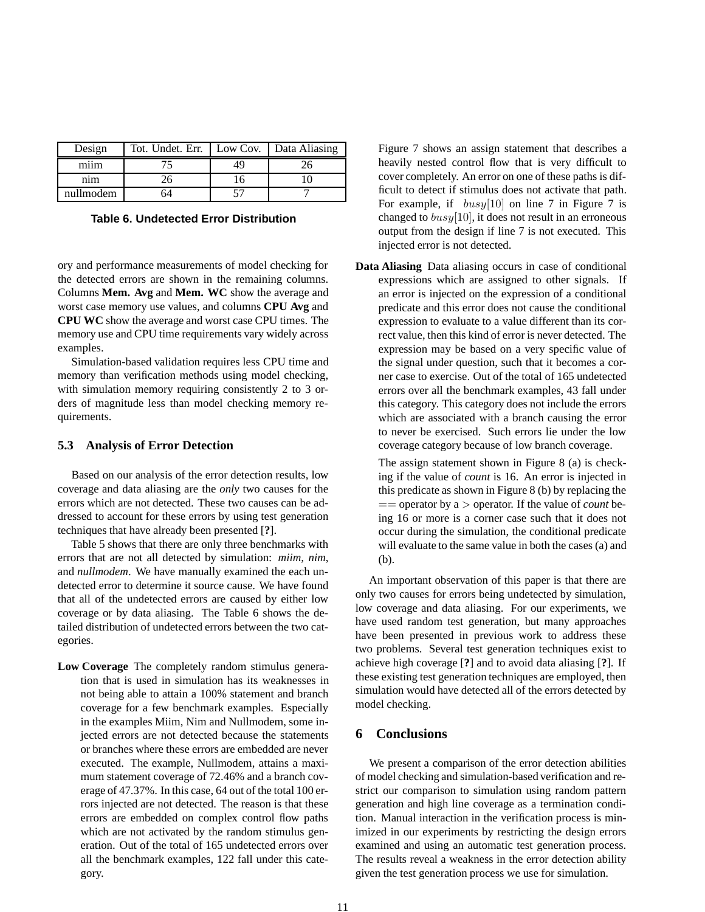| Design | Tot. Undet. Err. | Low Cov. | Data Aliasing |
|---|---|---|---|
| miim | 75 | 49 | 26 |
| nim | 26 | 16 | 10 |
| nullmodem | 64 | 57 | 7 |

**Table 6. Undetected Error Distribution**

ory and performance measurements of model checking for the detected errors are shown in the remaining columns. Columns **Mem. Avg** and **Mem. WC** show the average and worst case memory use values, and columns **CPU Avg** and **CPU WC** show the average and worst case CPU times. The memory use and CPU time requirements vary widely across examples.

Simulation-based validation requires less CPU time and memory than verification methods using model checking, with simulation memory requiring consistently 2 to 3 orders of magnitude less than model checking memory requirements.

### 5.3 Analysis of Error Detection

Based on our analysis of the error detection results, low coverage and data aliasing are the *only* two causes for the errors which are not detected. These two causes can be addressed to account for these errors by using test generation techniques that have already been presented [**?**].

Table 5 shows that there are only three benchmarks with errors that are not all detected by simulation: *miim, nim,* and *nullmodem*. We have manually examined the each undetected error to determine it source cause. We have found that all of the undetected errors are caused by either low coverage or by data aliasing. The Table 6 shows the detailed distribution of undetected errors between the two categories.

**Low Coverage** The completely random stimulus generation that is used in simulation has its weaknesses in not being able to attain a 100% statement and branch coverage for a few benchmark examples. Especially in the examples Miim, Nim and Nullmodem, some injected errors are not detected because the statements or branches where these errors are embedded are never executed. The example, Nullmodem, attains a maximum statement coverage of 72.46% and a branch coverage of 47.37%. In this case, 64 out of the total 100 errors injected are not detected. The reason is that these errors are embedded on complex control flow paths which are not activated by the random stimulus generation. Out of the total of 165 undetected errors over all the benchmark examples, 122 fall under this category.

Figure 7 shows an assign statement that describes a heavily nested control flow that is very difficult to cover completely. An error on one of these paths is difficult to detect if stimulus does not activate that path. For example, if $busy[10]$ on line 7 in Figure 7 is changed to $busy[10]$, it does not result in an erroneous output from the design if line 7 is not executed. This injected error is not detected.

**Data Aliasing** Data aliasing occurs in case of conditional expressions which are assigned to other signals. If an error is injected on the expression of a conditional predicate and this error does not cause the conditional expression to evaluate to a value different than its correct value, then this kind of error is never detected. The expression may be based on a very specific value of the signal under question, such that it becomes a corner case to exercise. Out of the total of 165 undetected errors over all the benchmark examples, 43 fall under this category. This category does not include the errors which are associated with a branch causing the error to never be exercised. Such errors lie under the low coverage category because of low branch coverage.

The assign statement shown in Figure 8 (a) is checking if the value of *count* is 16. An error is injected in this predicate as shown in Figure 8 (b) by replacing the $==$ operator by a $>$ operator. If the value of *count* being 16 or more is a corner case such that it does not occur during the simulation, the conditional predicate will evaluate to the same value in both the cases (a) and (b).

An important observation of this paper is that there are only two causes for errors being undetected by simulation, low coverage and data aliasing. For our experiments, we have used random test generation, but many approaches have been presented in previous work to address these two problems. Several test generation techniques exist to achieve high coverage [**?**] and to avoid data aliasing [**?**]. If these existing test generation techniques are employed, then simulation would have detected all of the errors detected by model checking.

## 6 Conclusions

We present a comparison of the error detection abilities of model checking and simulation-based verification and restrict our comparison to simulation using random pattern generation and high line coverage as a termination condition. Manual interaction in the verification process is minimized in our experiments by restricting the design errors examined and using an automatic test generation process. The results reveal a weakness in the error detection ability given the test generation process we use for simulation.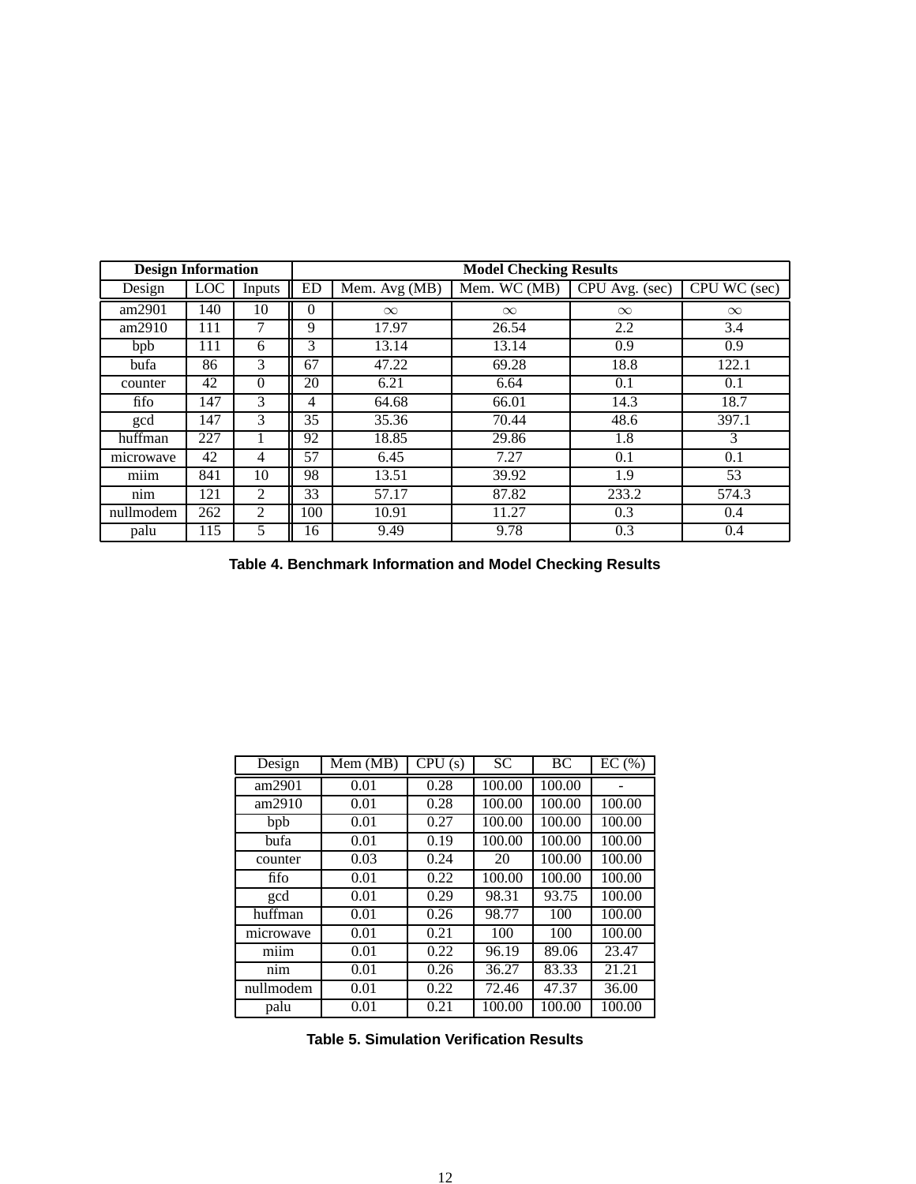| Design Information | | | Model Checking Results | | | | |
|---|---|---|---|---|---|---|---|
| Design | LOC | Inputs | ED | Mem. Avg (MB) | Mem. WC (MB) | CPU Avg. (sec) | CPU WC (sec) |
| am2901 | 140 | 10 | 0 | $\infty$ | $\infty$ | $\infty$ | $\infty$ |
| am2910 | 111 | 7 | 9 | 17.97 | 26.54 | 2.2 | 3.4 |
| bpb | 111 | 6 | 3 | 13.14 | 13.14 | 0.9 | 0.9 |
| bufa | 86 | 3 | 67 | 47.22 | 69.28 | 18.8 | 122.1 |
| counter | 42 | 0 | 20 | 6.21 | 6.64 | 0.1 | 0.1 |
| fifo | 147 | 3 | 4 | 64.68 | 66.01 | 14.3 | 18.7 |
| gcd | 147 | 3 | 35 | 35.36 | 70.44 | 48.6 | 397.1 |
| huffman | 227 | 1 | 92 | 18.85 | 29.86 | 1.8 | 3 |
| microwave | 42 | 4 | 57 | 6.45 | 7.27 | 0.1 | 0.1 |
| miim | 841 | 10 | 98 | 13.51 | 39.92 | 1.9 | 53 |
| nim | 121 | 2 | 33 | 57.17 | 87.82 | 233.2 | 574.3 |
| nullmodem | 262 | 2 | 100 | 10.91 | 11.27 | 0.3 | 0.4 |
| palu | 115 | 5 | 16 | 9.49 | 9.78 | 0.3 | 0.4 |

**Table 4. Benchmark Information and Model Checking Results**

| Design | Mem (MB) | CPU (s) | SC | BC | EC (%) |
|---|---|---|---|---|---|
| am2901 | 0.01 | 0.28 | 100.00 | 100.00 | - |
| am2910 | 0.01 | 0.28 | 100.00 | 100.00 | 100.00 |
| bpb | 0.01 | 0.27 | 100.00 | 100.00 | 100.00 |
| bufa | 0.01 | 0.19 | 100.00 | 100.00 | 100.00 |
| counter | 0.03 | 0.24 | 20 | 100.00 | 100.00 |
| fifo | 0.01 | 0.22 | 100.00 | 100.00 | 100.00 |
| gcd | 0.01 | 0.29 | 98.31 | 93.75 | 100.00 |
| huffman | 0.01 | 0.26 | 98.77 | 100 | 100.00 |
| microwave | 0.01 | 0.21 | 100 | 100 | 100.00 |
| miim | 0.01 | 0.22 | 96.19 | 89.06 | 23.47 |
| nim | 0.01 | 0.26 | 36.27 | 83.33 | 21.21 |
| nullmodem | 0.01 | 0.22 | 72.46 | 47.37 | 36.00 |
| palu | 0.01 | 0.21 | 100.00 | 100.00 | 100.00 |

**Table 5. Simulation Verification Results**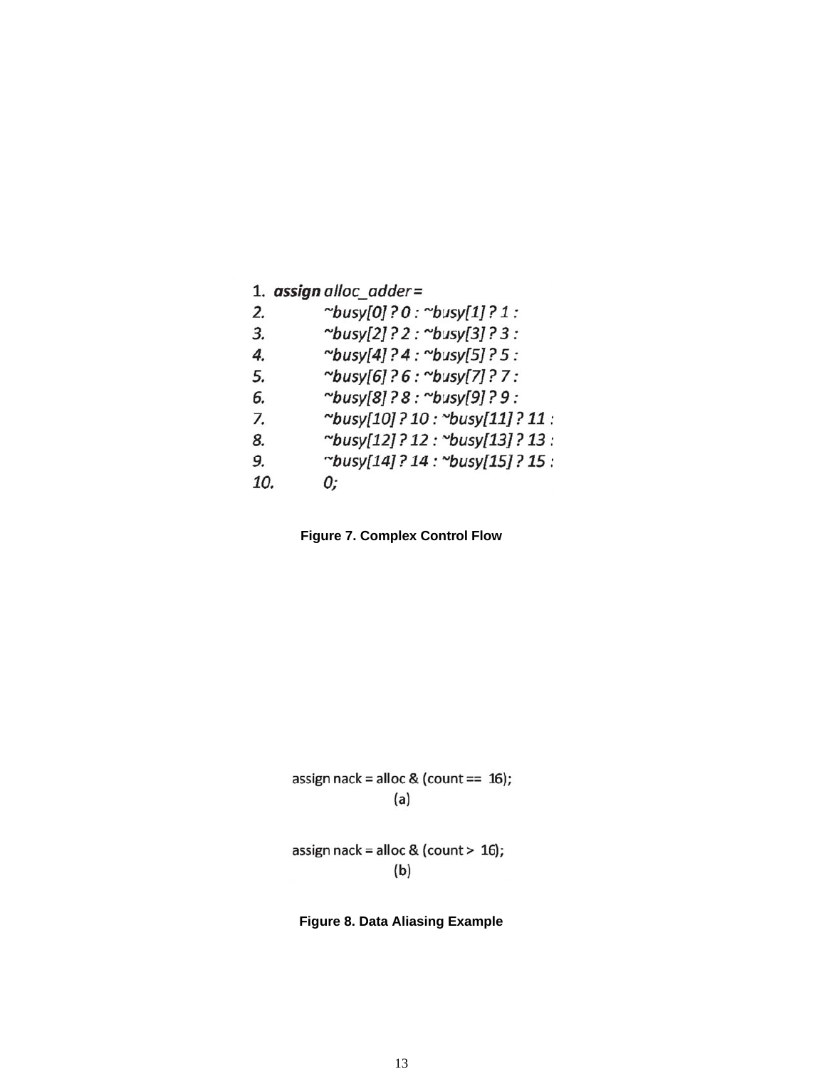```
1.  assign alloc_adder =
2.          ~busy[0] ? 0 : ~busy[1] ? 1 :
3.          ~busy[2] ? 2 : ~busy[3] ? 3 :
4.          ~busy[4] ? 4 : ~busy[5] ? 5 :
5.          ~busy[6] ? 6 : ~busy[7] ? 7 :
6.          ~busy[8] ? 8 : ~busy[9] ? 9 :
7.          ~busy[10] ? 10 : ~busy[11] ? 11 :
8.          ~busy[12] ? 12 : ~busy[13] ? 13 :
9.          ~busy[14] ? 14 : ~busy[15] ? 15 :
10.         0;
```

**Figure 7. Complex Control Flow**

```
assign nack = alloc & (count ==  16);
```
(a)

```
assign nack = alloc & (count >  16);
```
(b)

**Figure 8. Data Aliasing Example**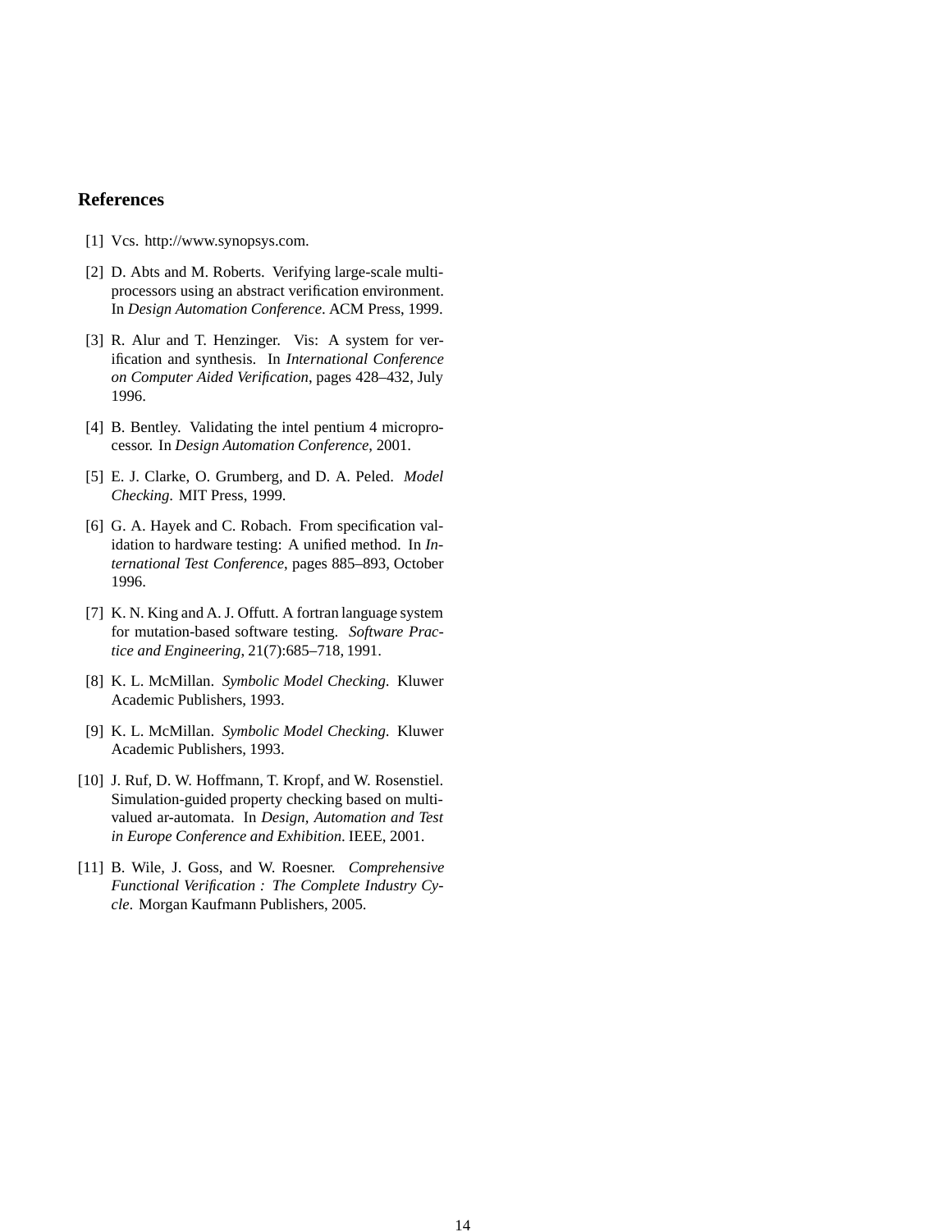## References

[1] Vcs. http://www.synopsys.com.

[2] D. Abts and M. Roberts. Verifying large-scale multiprocessors using an abstract verification environment. In *Design Automation Conference*. ACM Press, 1999.

[3] R. Alur and T. Henzinger. Vis: A system for verification and synthesis. In *International Conference on Computer Aided Verification*, pages 428–432, July 1996.

[4] B. Bentley. Validating the intel pentium 4 microprocessor. In *Design Automation Conference*, 2001.

[5] E. J. Clarke, O. Grumberg, and D. A. Peled. *Model Checking*. MIT Press, 1999.

[6] G. A. Hayek and C. Robach. From specification validation to hardware testing: A unified method. In *International Test Conference*, pages 885–893, October 1996.

[7] K. N. King and A. J. Offutt. A fortran language system for mutation-based software testing. *Software Practice and Engineering*, 21(7):685–718, 1991.

[8] K. L. McMillan. *Symbolic Model Checking*. Kluwer Academic Publishers, 1993.

[9] K. L. McMillan. *Symbolic Model Checking*. Kluwer Academic Publishers, 1993.

[10] J. Ruf, D. W. Hoffmann, T. Kropf, and W. Rosenstiel. Simulation-guided property checking based on multi-valued ar-automata. In *Design, Automation and Test in Europe Conference and Exhibition*. IEEE, 2001.

[11] B. Wile, J. Goss, and W. Roesner. *Comprehensive Functional Verification : The Complete Industry Cycle*. Morgan Kaufmann Publishers, 2005.